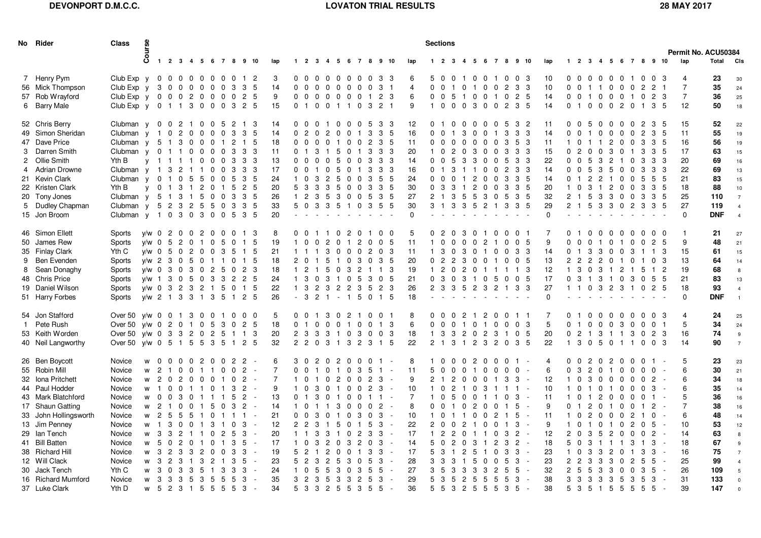**DEVONPORT D.M.C.C.** **LOVATON TRIAL RESULTS** **28 MAY 2017**

Permit No. ACU50384

| No | Rider | Class | Course | Sections | | | | | | | | | | | | | | | | | | | | | | | | | | | | | | | | | | | | | | | | | | Total | Cls |
|---|---|---|---|---|---|---|---|---|---|---|---|---|---|---|---|---|---|---|---|---|---|---|---|---|---|---|---|---|---|---|---|---|---|---|---|---|---|---|---|---|---|---|---|---|---|---|---|
| | | | | 1 | 2 | 3 | 4 | 5 | 6 | 7 | 8 | 9 | 10 | lap | 1 | 2 | 3 | 4 | 5 | 6 | 7 | 8 | 9 | 10 | lap | 1 | 2 | 3 | 4 | 5 | 6 | 7 | 8 | 9 | 10 | lap | 1 | 2 | 3 | 4 | 5 | 6 | 7 | 8 | 9 | 10 | lap | | |
| 7 | Henry Pym | Club Exp | y | 0 | 0 | 0 | 0 | 0 | 0 | 0 | 0 | 1 | 2 | 3 | 0 | 0 | 0 | 0 | 0 | 0 | 0 | 0 | 3 | 3 | 6 | 5 | 0 | 0 | 1 | 0 | 0 | 1 | 0 | 0 | 3 | 10 | 0 | 0 | 0 | 0 | 0 | 0 | 1 | 0 | 0 | 3 | 4 | **23** | 30 |
| 56 | Mick Thompson | Club Exp | y | 3 | 0 | 0 | 0 | 0 | 0 | 0 | 3 | 3 | 5 | 14 | 0 | 0 | 0 | 0 | 0 | 0 | 0 | 0 | 3 | 1 | 4 | 0 | 0 | 1 | 0 | 1 | 0 | 0 | 2 | 3 | 3 | 10 | 0 | 0 | 1 | 1 | 0 | 0 | 0 | 2 | 2 | 1 | 7 | **35** | 24 |
| 57 | Rob Wrayford | Club Exp | y | 0 | 0 | 0 | 2 | 0 | 0 | 0 | 0 | 2 | 5 | 9 | 0 | 0 | 0 | 0 | 0 | 0 | 0 | 1 | 2 | 3 | 6 | 0 | 0 | 5 | 1 | 0 | 0 | 1 | 0 | 2 | 5 | 14 | 0 | 0 | 1 | 0 | 0 | 0 | 1 | 0 | 2 | 3 | 7 | **36** | 25 |
| 6 | Barry Male | Club Exp | y | 0 | 1 | 1 | 3 | 0 | 0 | 0 | 3 | 2 | 5 | 15 | 0 | 1 | 0 | 0 | 1 | 1 | 0 | 3 | 2 | 1 | 9 | 1 | 0 | 0 | 0 | 3 | 0 | 0 | 2 | 3 | 5 | 14 | 0 | 1 | 0 | 0 | 0 | 2 | 0 | 1 | 3 | 5 | 12 | **50** | 18 |
| 52 | Chris Berry | Clubman | y | 0 | 0 | 2 | 1 | 0 | 0 | 5 | 2 | 1 | 3 | 14 | 0 | 0 | 0 | 1 | 0 | 0 | 0 | 5 | 3 | 3 | 12 | 0 | 1 | 0 | 0 | 0 | 0 | 0 | 5 | 3 | 2 | 11 | 0 | 0 | 5 | 0 | 0 | 0 | 0 | 2 | 3 | 5 | 15 | **52** | 22 |
| 49 | Simon Sheridan | Clubman | y | 1 | 0 | 2 | 0 | 0 | 0 | 0 | 3 | 3 | 5 | 14 | 0 | 2 | 0 | 2 | 0 | 0 | 1 | 3 | 3 | 5 | 16 | 0 | 0 | 1 | 3 | 0 | 0 | 1 | 3 | 3 | 3 | 14 | 0 | 0 | 1 | 0 | 0 | 0 | 0 | 2 | 3 | 5 | 11 | **55** | 19 |
| 47 | Dave Price | Clubman | y | 5 | 1 | 3 | 0 | 0 | 0 | 1 | 2 | 1 | 5 | 18 | 0 | 0 | 0 | 0 | 1 | 0 | 0 | 2 | 3 | 5 | 11 | 0 | 0 | 0 | 0 | 0 | 0 | 0 | 3 | 5 | 3 | 11 | 1 | 0 | 1 | 1 | 2 | 0 | 0 | 3 | 3 | 5 | 16 | **56** | 19 |
| 3 | Darren Smith | Clubman | y | 0 | 1 | 1 | 0 | 0 | 0 | 0 | 3 | 3 | 3 | 11 | 0 | 1 | 3 | 1 | 5 | 0 | 1 | 3 | 3 | 3 | 20 | 1 | 0 | 2 | 0 | 3 | 0 | 0 | 3 | 3 | 3 | 15 | 0 | 2 | 0 | 0 | 3 | 0 | 1 | 3 | 3 | 5 | 17 | **63** | 15 |
| 2 | Ollie Smith | Yth B | y | 1 | 1 | 1 | 1 | 0 | 0 | 0 | 3 | 3 | 3 | 13 | 0 | 0 | 0 | 0 | 5 | 0 | 0 | 3 | 3 | 3 | 14 | 0 | 0 | 5 | 3 | 3 | 0 | 0 | 5 | 3 | 3 | 22 | 0 | 0 | 5 | 3 | 2 | 1 | 0 | 3 | 3 | 3 | 20 | **69** | 16 |
| 4 | Adrian Drowne | Clubman | y | 1 | 3 | 2 | 1 | 1 | 0 | 0 | 3 | 3 | 3 | 17 | 0 | 0 | 1 | 0 | 5 | 0 | 1 | 3 | 3 | 3 | 16 | 0 | 1 | 3 | 1 | 1 | 0 | 0 | 2 | 3 | 3 | 14 | 0 | 0 | 5 | 3 | 5 | 0 | 0 | 3 | 3 | 3 | 22 | **69** | 13 |
| 21 | Kevin Clark | Clubman | y | 0 | 1 | 0 | 5 | 5 | 0 | 0 | 5 | 3 | 5 | 24 | 1 | 0 | 3 | 2 | 5 | 0 | 0 | 3 | 5 | 5 | 24 | 0 | 0 | 0 | 1 | 2 | 0 | 0 | 3 | 3 | 5 | 14 | 0 | 1 | 2 | 2 | 1 | 0 | 0 | 5 | 5 | 5 | 21 | **83** | 15 |
| 22 | Kristen Clark | Yth B | y | 0 | 1 | 3 | 1 | 2 | 0 | 1 | 5 | 2 | 5 | 20 | 5 | 3 | 3 | 3 | 5 | 0 | 0 | 3 | 3 | 5 | 30 | 0 | 3 | 3 | 1 | 2 | 0 | 0 | 3 | 3 | 5 | 20 | 1 | 0 | 3 | 1 | 2 | 0 | 0 | 3 | 3 | 5 | 18 | **88** | 10 |
| 20 | Tony Jones | Clubman | y | 5 | 1 | 3 | 1 | 5 | 0 | 0 | 3 | 3 | 5 | 26 | 1 | 2 | 3 | 5 | 3 | 0 | 0 | 5 | 3 | 5 | 27 | 2 | 1 | 3 | 5 | 5 | 3 | 0 | 5 | 3 | 5 | 32 | 2 | 1 | 5 | 3 | 3 | 0 | 0 | 3 | 3 | 5 | 25 | **110** | 7 |
| 5 | Dudley Chapman | Clubman | y | 5 | 2 | 3 | 2 | 5 | 5 | 0 | 3 | 3 | 5 | 33 | 5 | 0 | 3 | 3 | 5 | 1 | 0 | 3 | 5 | 5 | 30 | 3 | 1 | 3 | 3 | 5 | 2 | 1 | 3 | 3 | 5 | 29 | 2 | 1 | 5 | 3 | 3 | 0 | 2 | 3 | 3 | 5 | 27 | **119** | 4 |
| 15 | Jon Broom | Clubman | y | 1 | 0 | 3 | 0 | 3 | 0 | 0 | 5 | 3 | 5 | 20 | - | - | - | - | - | - | - | - | - | - | 0 | - | - | - | - | - | - | - | - | - | - | 0 | - | - | - | - | - | - | - | - | - | - | 0 | **DNF** | 4 |
| 46 | Simon Ellett | Sports | y/w | 0 | 2 | 0 | 0 | 2 | 0 | 0 | 0 | 1 | 3 | 8 | 0 | 0 | 1 | 1 | 0 | 2 | 0 | 1 | 0 | 0 | 5 | 0 | 2 | 0 | 3 | 0 | 1 | 0 | 0 | 0 | 1 | 7 | 0 | 1 | 0 | 0 | 0 | 0 | 0 | 0 | 0 | 0 | 1 | **21** | 27 |
| 50 | James Rew | Sports | y/w | 0 | 5 | 2 | 0 | 1 | 0 | 5 | 0 | 1 | 5 | 19 | 1 | 0 | 0 | 2 | 0 | 1 | 2 | 0 | 0 | 5 | 11 | 1 | 0 | 0 | 0 | 0 | 2 | 1 | 0 | 0 | 5 | 9 | 0 | 0 | 0 | 1 | 0 | 1 | 0 | 0 | 2 | 5 | 9 | **48** | 21 |
| 35 | Finlay Clark | Yth C | y/w | 0 | 5 | 0 | 2 | 0 | 0 | 3 | 5 | 1 | 5 | 21 | 1 | 1 | 1 | 3 | 0 | 0 | 0 | 2 | 0 | 3 | 11 | 1 | 3 | 0 | 3 | 0 | 1 | 0 | 0 | 3 | 3 | 14 | 0 | 1 | 3 | 3 | 0 | 0 | 3 | 1 | 1 | 3 | 15 | **61** | 15 |
| 9 | Ben Evenden | Sports | y/w | 2 | 3 | 0 | 5 | 0 | 1 | 1 | 0 | 1 | 5 | 18 | 2 | 0 | 1 | 5 | 1 | 0 | 3 | 0 | 3 | 5 | 20 | 0 | 2 | 2 | 3 | 0 | 0 | 1 | 0 | 0 | 5 | 13 | 2 | 2 | 2 | 2 | 0 | 1 | 0 | 1 | 0 | 3 | 13 | **64** | 14 |
| 8 | Sean Donaghy | Sports | y/w | 0 | 3 | 0 | 3 | 0 | 2 | 5 | 0 | 2 | 3 | 18 | 1 | 2 | 1 | 5 | 0 | 3 | 2 | 1 | 1 | 3 | 19 | 1 | 2 | 0 | 2 | 0 | 1 | 1 | 1 | 1 | 3 | 12 | 1 | 3 | 0 | 3 | 1 | 2 | 1 | 5 | 1 | 2 | 19 | **68** | 8 |
| 48 | Chris Price | Sports | y/w | 1 | 3 | 0 | 5 | 0 | 3 | 3 | 2 | 2 | 5 | 24 | 1 | 3 | 0 | 3 | 1 | 0 | 5 | 3 | 0 | 5 | 21 | 0 | 3 | 0 | 3 | 1 | 0 | 5 | 0 | 0 | 5 | 17 | 0 | 3 | 1 | 3 | 1 | 0 | 3 | 0 | 5 | 5 | 21 | **83** | 13 |
| 19 | Daniel Wilson | Sports | y/w | 0 | 3 | 2 | 3 | 2 | 1 | 5 | 0 | 1 | 5 | 22 | 1 | 3 | 2 | 3 | 2 | 2 | 3 | 5 | 2 | 3 | 26 | 2 | 3 | 3 | 5 | 2 | 3 | 2 | 1 | 3 | 3 | 27 | 1 | 1 | 0 | 3 | 2 | 3 | 1 | 0 | 2 | 5 | 18 | **93** | 4 |
| 51 | Harry Forbes | Sports | y/w | 2 | 1 | 3 | 3 | 1 | 3 | 5 | 1 | 2 | 5 | 26 | - | 3 | 2 | 1 | - | 1 | 5 | 0 | 1 | 5 | 18 | - | - | - | - | - | - | - | - | - | - | 0 | - | - | - | - | - | - | - | - | - | - | 0 | **DNF** | 1 |
| 54 | Jon Stafford | Over 50 | y/w | 0 | 0 | 1 | 3 | 0 | 0 | 1 | 0 | 0 | 0 | 5 | 0 | 0 | 1 | 3 | 0 | 2 | 1 | 0 | 0 | 1 | 8 | 0 | 0 | 0 | 2 | 1 | 2 | 0 | 0 | 1 | 1 | 7 | 0 | 1 | 0 | 0 | 0 | 0 | 0 | 0 | 0 | 3 | 4 | **24** | 25 |
| 1 | Pete Rush | Over 50 | y/w | 0 | 2 | 0 | 1 | 0 | 5 | 3 | 0 | 2 | 5 | 18 | 0 | 1 | 0 | 0 | 0 | 1 | 0 | 0 | 1 | 3 | 6 | 0 | 0 | 0 | 1 | 0 | 1 | 0 | 0 | 0 | 3 | 5 | 0 | 1 | 0 | 0 | 0 | 3 | 0 | 0 | 0 | 1 | 5 | **34** | 24 |
| 53 | Keith Worden | Over 50 | y/w | 0 | 3 | 3 | 2 | 0 | 2 | 5 | 1 | 1 | 3 | 20 | 2 | 3 | 3 | 3 | 1 | 0 | 3 | 0 | 0 | 3 | 18 | 1 | 3 | 3 | 2 | 0 | 2 | 3 | 1 | 0 | 5 | 20 | 0 | 2 | 1 | 3 | 1 | 1 | 3 | 0 | 2 | 3 | 16 | **74** | 9 |
| 40 | Neil Langworthy | Over 50 | y/w | 0 | 5 | 1 | 5 | 5 | 3 | 5 | 1 | 2 | 5 | 32 | 2 | 2 | 0 | 3 | 1 | 3 | 2 | 3 | 1 | 5 | 22 | 2 | 1 | 3 | 1 | 2 | 3 | 2 | 0 | 3 | 5 | 22 | 1 | 3 | 0 | 5 | 0 | 1 | 1 | 0 | 0 | 3 | 14 | **90** | 7 |
| 26 | Ben Boycott | Novice | w | 0 | 0 | 0 | 0 | 2 | 0 | 0 | 2 | 2 | - | 6 | 3 | 0 | 2 | 0 | 2 | 0 | 0 | 0 | 1 | - | 8 | 1 | 0 | 0 | 0 | 2 | 0 | 0 | 0 | 1 | - | 4 | 0 | 0 | 2 | 0 | 2 | 0 | 0 | 0 | 1 | - | 5 | **23** | 23 |
| 55 | Robin Mill | Novice | w | 2 | 1 | 0 | 0 | 1 | 1 | 0 | 0 | 2 | - | 7 | 0 | 0 | 1 | 0 | 1 | 0 | 3 | 5 | 1 | - | 11 | 5 | 0 | 0 | 0 | 1 | 0 | 0 | 0 | 0 | - | 6 | 0 | 3 | 2 | 0 | 1 | 0 | 0 | 0 | 0 | - | 6 | **30** | 21 |
| 32 | Iona Pritchett | Novice | w | 2 | 0 | 2 | 0 | 0 | 0 | 1 | 0 | 2 | - | 7 | 1 | 0 | 1 | 0 | 2 | 0 | 0 | 2 | 3 | - | 9 | 2 | 1 | 2 | 0 | 0 | 0 | 1 | 3 | 3 | - | 12 | 1 | 0 | 3 | 0 | 0 | 0 | 0 | 0 | 2 | - | 6 | **34** | 18 |
| 44 | Paul Hodder | Novice | w | 1 | 0 | 0 | 1 | 1 | 0 | 1 | 3 | 2 | - | 9 | 1 | 0 | 3 | 0 | 1 | 0 | 0 | 2 | 3 | - | 10 | 1 | 0 | 2 | 1 | 0 | 3 | 1 | 1 | 1 | - | 10 | 1 | 0 | 1 | 0 | 1 | 0 | 0 | 0 | 3 | - | 6 | **35** | 14 |
| 43 | Mark Blatchford | Novice | w | 0 | 0 | 3 | 0 | 1 | 1 | 1 | 5 | 2 | - | 13 | 0 | 1 | 3 | 0 | 1 | 0 | 0 | 1 | 1 | - | 7 | 1 | 0 | 5 | 0 | 0 | 1 | 1 | 0 | 3 | - | 11 | 1 | 0 | 1 | 2 | 0 | 0 | 0 | 0 | 1 | - | 5 | **36** | 16 |
| 17 | Shaun Gatting | Novice | w | 2 | 1 | 0 | 0 | 1 | 5 | 0 | 3 | 2 | - | 14 | 1 | 0 | 1 | 1 | 3 | 0 | 0 | 0 | 2 | - | 8 | 0 | 0 | 1 | 0 | 2 | 0 | 0 | 1 | 5 | - | 9 | 0 | 1 | 2 | 0 | 1 | 0 | 0 | 1 | 2 | - | 7 | **38** | 16 |
| 33 | John Hollingsworth | Novice | w | 2 | 5 | 5 | 5 | 1 | 0 | 1 | 1 | 1 | - | 21 | 0 | 0 | 3 | 0 | 1 | 0 | 3 | 0 | 3 | - | 10 | 1 | 0 | 1 | 1 | 0 | 0 | 2 | 1 | 5 | - | 11 | 1 | 0 | 2 | 0 | 0 | 0 | 2 | 1 | 0 | - | 6 | **48** | 14 |
| 13 | Jim Penney | Novice | w | 1 | 3 | 0 | 0 | 1 | 3 | 1 | 0 | 3 | - | 12 | 2 | 2 | 3 | 1 | 5 | 0 | 1 | 5 | 3 | - | 22 | 2 | 0 | 0 | 2 | 1 | 0 | 0 | 1 | 3 | - | 9 | 1 | 0 | 1 | 0 | 1 | 0 | 2 | 0 | 5 | - | 10 | **53** | 12 |
| 29 | Ian Tench | Novice | w | 3 | 3 | 2 | 1 | 1 | 0 | 2 | 5 | 3 | - | 20 | 1 | 1 | 3 | 3 | 1 | 0 | 2 | 3 | 3 | - | 17 | 1 | 2 | 2 | 0 | 1 | 1 | 0 | 3 | 2 | - | 12 | 2 | 0 | 3 | 5 | 2 | 0 | 0 | 0 | 2 | - | 14 | **63** | 8 |
| 41 | Bill Batten | Novice | w | 5 | 0 | 2 | 0 | 1 | 0 | 1 | 3 | 5 | - | 17 | 1 | 0 | 3 | 2 | 0 | 3 | 2 | 0 | 3 | - | 14 | 5 | 0 | 2 | 0 | 3 | 1 | 2 | 3 | 2 | - | 18 | 5 | 0 | 3 | 1 | 1 | 1 | 3 | 1 | 3 | - | 18 | **67** | 9 |
| 38 | Richard Hill | Novice | w | 3 | 2 | 3 | 3 | 2 | 0 | 0 | 3 | 3 | - | 19 | 5 | 2 | 1 | 2 | 0 | 0 | 1 | 3 | 3 | - | 17 | 5 | 3 | 1 | 2 | 5 | 1 | 0 | 3 | 3 | - | 23 | 1 | 0 | 3 | 3 | 2 | 0 | 1 | 3 | 3 | - | 16 | **75** | 7 |
| 12 | Will Clack | Novice | w | 3 | 2 | 3 | 1 | 3 | 2 | 1 | 3 | 5 | - | 23 | 5 | 2 | 3 | 2 | 5 | 3 | 0 | 5 | 3 | - | 28 | 3 | 3 | 3 | 1 | 5 | 0 | 0 | 5 | 3 | - | 23 | 2 | 2 | 3 | 3 | 3 | 0 | 2 | 5 | 5 | - | 25 | **99** | 4 |
| 30 | Jack Tench | Yth C | w | 3 | 0 | 3 | 3 | 5 | 1 | 3 | 3 | 3 | - | 24 | 1 | 0 | 5 | 5 | 3 | 0 | 3 | 5 | 5 | - | 27 | 3 | 5 | 3 | 3 | 3 | 3 | 2 | 5 | 5 | - | 32 | 2 | 5 | 5 | 3 | 3 | 0 | 0 | 3 | 5 | - | 26 | **109** | 5 |
| 16 | Richard Mumford | Novice | w | 3 | 3 | 3 | 5 | 3 | 5 | 5 | 5 | 3 | - | 35 | 3 | 2 | 3 | 5 | 3 | 3 | 2 | 5 | 3 | - | 29 | 5 | 3 | 5 | 2 | 5 | 5 | 5 | 5 | 3 | - | 38 | 3 | 3 | 3 | 3 | 3 | 5 | 3 | 5 | 3 | - | 31 | **133** | 0 |
| 37 | Luke Clark | Yth D | w | 5 | 2 | 3 | 1 | 5 | 5 | 5 | 5 | 3 | - | 34 | 5 | 3 | 3 | 2 | 5 | 5 | 3 | 5 | 5 | - | 36 | 5 | 5 | 3 | 2 | 5 | 5 | 5 | 3 | 5 | - | 38 | 5 | 3 | 5 | 1 | 5 | 5 | 5 | 5 | 5 | - | 39 | **147** | 0 |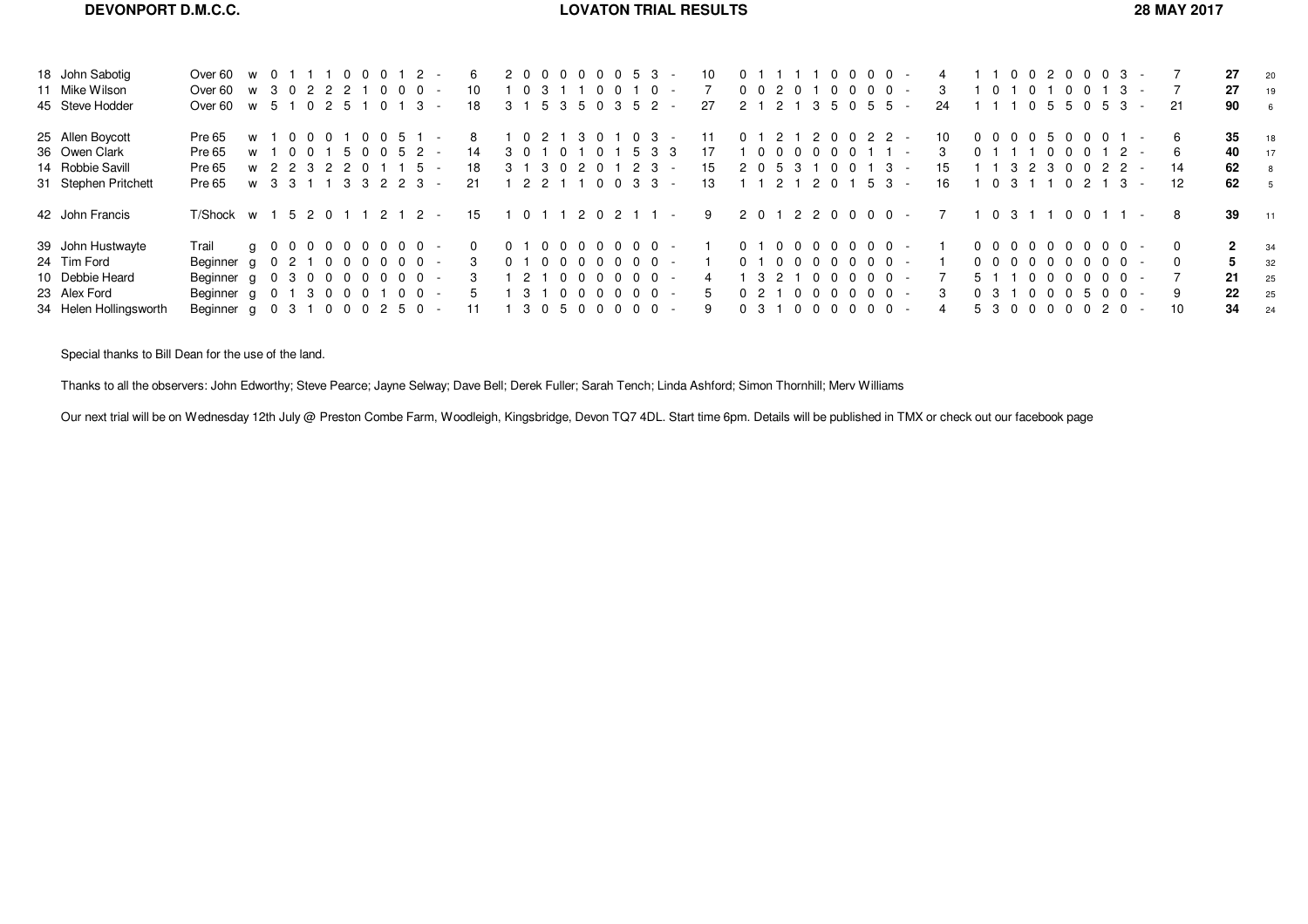| | | | | | | | | | | | | | |
|---|---|---|---|---|---|---|---|---|---|---|---|---|---|
| 18 | John Sabotig | Over 60 | w | 0 1 1 1 0 0 0 1 2 - | 6 | 2 0 0 0 0 0 0 5 3 - | 10 | 0 1 1 1 1 0 0 0 0 - | 4 | 1 1 0 0 2 0 0 0 3 - | 7 | **27** | 20 |
| 11 | Mike Wilson | Over 60 | w | 3 0 2 2 2 1 0 0 0 - | 10 | 1 0 3 1 1 0 0 1 0 - | 7 | 0 0 2 0 1 0 0 0 0 - | 3 | 1 0 1 0 1 0 0 1 3 - | 7 | **27** | 19 |
| 45 | Steve Hodder | Over 60 | w | 5 1 0 2 5 1 0 1 3 - | 18 | 3 1 5 3 5 0 3 5 2 - | 27 | 2 1 2 1 3 5 0 5 5 - | 24 | 1 1 1 0 5 5 0 5 3 - | 21 | **90** | 6 |
| 25 | Allen Boycott | Pre 65 | w | 1 0 0 0 1 0 0 5 1 - | 8 | 1 0 2 1 3 0 1 0 3 - | 11 | 0 1 2 1 2 0 0 2 2 - | 10 | 0 0 0 0 5 0 0 0 1 - | 6 | **35** | 18 |
| 36 | Owen Clark | Pre 65 | w | 1 0 0 1 5 0 0 5 2 - | 14 | 3 0 1 0 1 0 1 5 3 3 | 17 | 1 0 0 0 0 0 0 1 1 - | 3 | 0 1 1 1 0 0 0 1 2 - | 6 | **40** | 17 |
| 14 | Robbie Savill | Pre 65 | w | 2 2 3 2 2 0 1 1 5 - | 18 | 3 1 3 0 2 0 1 2 3 - | 15 | 2 0 5 3 1 0 0 1 3 - | 15 | 1 1 3 2 3 0 0 2 2 - | 14 | **62** | 8 |
| 31 | Stephen Pritchett | Pre 65 | w | 3 3 1 1 3 3 2 2 3 - | 21 | 1 2 2 1 1 0 0 3 3 - | 13 | 1 1 2 1 2 0 1 5 3 - | 16 | 1 0 3 1 1 0 2 1 3 - | 12 | **62** | 5 |
| 42 | John Francis | T/Shock | w | 1 5 2 0 1 1 2 1 2 - | 15 | 1 0 1 1 2 0 2 1 1 - | 9 | 2 0 1 2 2 0 0 0 0 - | 7 | 1 0 3 1 1 0 0 1 1 - | 8 | **39** | 11 |
| 39 | John Hustwayte | Trail | g | 0 0 0 0 0 0 0 0 0 0 - | 0 | 0 1 0 0 0 0 0 0 0 0 - | 1 | 0 1 0 0 0 0 0 0 0 0 - | 1 | 0 0 0 0 0 0 0 0 0 0 - | 0 | **2** | 34 |
| 24 | Tim Ford | Beginner | g | 0 2 1 0 0 0 0 0 0 0 - | 3 | 0 1 0 0 0 0 0 0 0 0 - | 1 | 0 1 0 0 0 0 0 0 0 0 - | 1 | 0 0 0 0 0 0 0 0 0 0 - | 0 | **5** | 32 |
| 10 | Debbie Heard | Beginner | g | 0 3 0 0 0 0 0 0 0 0 - | 3 | 1 2 1 0 0 0 0 0 0 0 - | 4 | 1 3 2 1 0 0 0 0 0 0 - | 7 | 5 1 1 0 0 0 0 0 0 0 - | 7 | **21** | 25 |
| 23 | Alex Ford | Beginner | g | 0 1 3 0 0 0 0 1 0 0 - | 5 | 1 3 1 0 0 0 0 0 0 0 - | 5 | 0 2 1 0 0 0 0 0 0 0 - | 3 | 0 3 1 0 0 0 0 5 0 0 - | 9 | **22** | 25 |
| 34 | Helen Hollingsworth | Beginner | g | 0 3 1 0 0 0 0 2 5 0 - | 11 | 1 3 0 5 0 0 0 0 0 0 - | 9 | 0 3 1 0 0 0 0 0 0 0 - | 4 | 5 3 0 0 0 0 0 0 2 0 - | 10 | **34** | 24 |

Special thanks to Bill Dean for the use of the land.

Thanks to all the observers: John Edworthy; Steve Pearce; Jayne Selway; Dave Bell; Derek Fuller; Sarah Tench; Linda Ashford; Simon Thornhill; Merv Williams

Our next trial will be on Wednesday 12th July @ Preston Combe Farm, Woodleigh, Kingsbridge, Devon TQ7 4DL. Start time 6pm. Details will be published in TMX or check out our facebook page